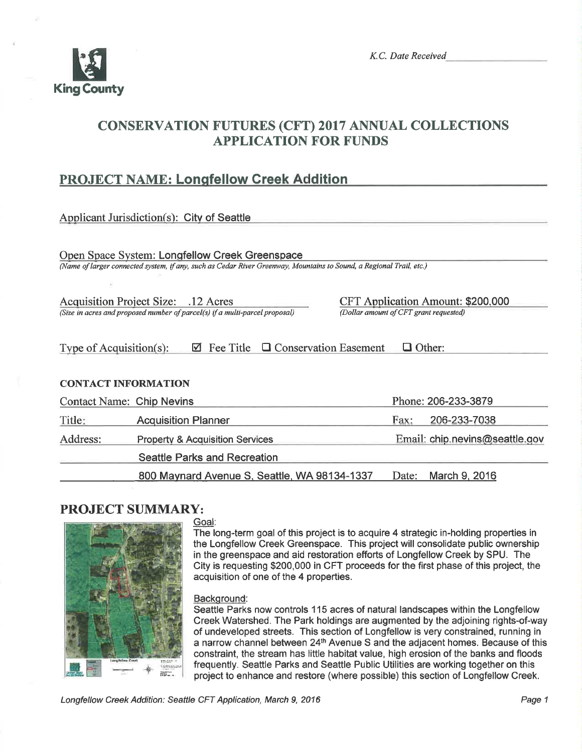K.C. Date Received

# CONSERVATION FUTURES (CFT) 2017 ANNUAL COLLECTIONS APPLICATION FOR FUNDS

## PROJECT NAME: Longfellow Creek Addition

Applicant Jurisdiction(s): City of Seattle

Open Space System: Longfellow Creek Greenspace
*(Name of larger connected system, if any, such as Cedar River Greenway, Mountains to Sound, a Regional Trail, etc.)*

Acquisition Project Size: .12 Acres
*(Size in acres and proposed number of parcel(s) if a multi-parcel proposal)*

CFT Application Amount: $200,000
*(Dollar amount of CFT grant requested)*

Type of Acquisition(s): ☑ Fee Title ☐ Conservation Easement ☐ Other:

### CONTACT INFORMATION

| | | | |
|---|---|---|---|
| Contact Name: | Chip Nevins | Phone: | 206-233-3879 |
| Title: | Acquisition Planner | Fax: | 206-233-7038 |
| Address: | Property & Acquisition Services | Email: | chip.nevins@seattle.gov |
| | Seattle Parks and Recreation | | |
| | 800 Maynard Avenue S, Seattle, WA 98134-1337 | Date: | March 9, 2016 |

## PROJECT SUMMARY:

Goal:
The long-term goal of this project is to acquire 4 strategic in-holding properties in the Longfellow Creek Greenspace. This project will consolidate public ownership in the greenspace and aid restoration efforts of Longfellow Creek by SPU. The City is requesting $200,000 in CFT proceeds for the first phase of this project, the acquisition of one of the 4 properties.

Background:
Seattle Parks now controls 115 acres of natural landscapes within the Longfellow Creek Watershed. The Park holdings are augmented by the adjoining rights-of-way of undeveloped streets. This section of Longfellow is very constrained, running in a narrow channel between 24th Avenue S and the adjacent homes. Because of this constraint, the stream has little habitat value, high erosion of the banks and floods frequently. Seattle Parks and Seattle Public Utilities are working together on this project to enhance and restore (where possible) this section of Longfellow Creek.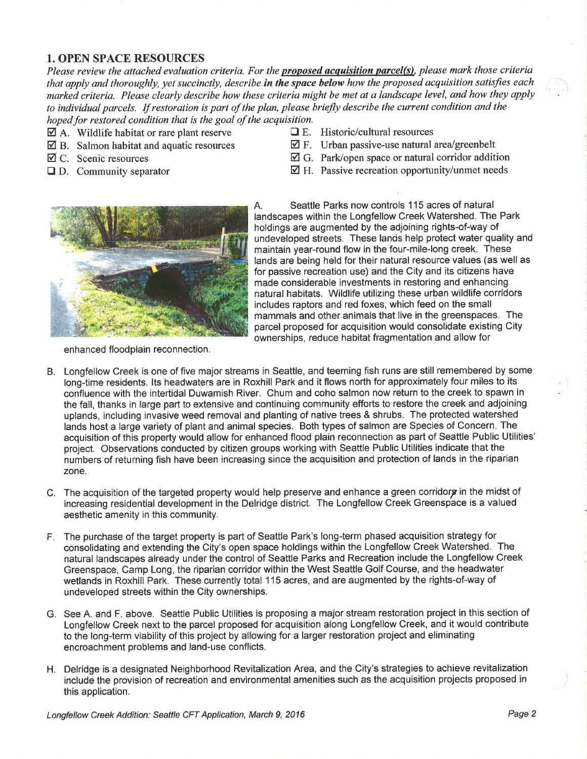## 1. OPEN SPACE RESOURCES

*Please review the attached evaluation criteria. For the **proposed acquisition parcel(s)**, please mark those criteria that apply and thoroughly, yet succinctly, describe **in the space below** how the proposed acquisition satisfies each marked criteria. Please clearly describe how these criteria might be met at a landscape level, and how they apply to individual parcels. If restoration is part of the plan, please briefly describe the current condition and the hoped for restored condition that is the goal of the acquisition.*

- ☑ A. Wildlife habitat or rare plant reserve
- ☑ B. Salmon habitat and aquatic resources
- ☑ C. Scenic resources
- ☐ D. Community separator
- ☐ E. Historic/cultural resources
- ☑ F. Urban passive-use natural area/greenbelt
- ☑ G. Park/open space or natural corridor addition
- ☑ H. Passive recreation opportunity/unmet needs

A. Seattle Parks now controls 115 acres of natural landscapes within the Longfellow Creek Watershed. The Park holdings are augmented by the adjoining rights-of-way of undeveloped streets. These lands help protect water quality and maintain year-round flow in the four-mile-long creek. These lands are being held for their natural resource values (as well as for passive recreation use) and the City and its citizens have made considerable investments in restoring and enhancing natural habitats. Wildlife utilizing these urban wildlife corridors includes raptors and red foxes, which feed on the small mammals and other animals that live in the greenspaces. The parcel proposed for acquisition would consolidate existing City ownerships, reduce habitat fragmentation and allow for enhanced floodplain reconnection.

B. Longfellow Creek is one of five major streams in Seattle, and teeming fish runs are still remembered by some long-time residents. Its headwaters are in Roxhill Park and it flows north for approximately four miles to its confluence with the intertidal Duwamish River. Chum and coho salmon now return to the creek to spawn in the fall, thanks in large part to extensive and continuing community efforts to restore the creek and adjoining uplands, including invasive weed removal and planting of native trees & shrubs. The protected watershed lands host a large variety of plant and animal species. Both types of salmon are Species of Concern. The acquisition of this property would allow for enhanced flood plain reconnection as part of Seattle Public Utilities' project. Observations conducted by citizen groups working with Seattle Public Utilities indicate that the numbers of returning fish have been increasing since the acquisition and protection of lands in the riparian zone.

C. The acquisition of the targeted property would help preserve and enhance a green corridor in the midst of increasing residential development in the Delridge district. The Longfellow Creek Greenspace is a valued aesthetic amenity in this community.

F. The purchase of the target property is part of Seattle Park's long-term phased acquisition strategy for consolidating and extending the City's open space holdings within the Longfellow Creek Watershed. The natural landscapes already under the control of Seattle Parks and Recreation include the Longfellow Creek Greenspace, Camp Long, the riparian corridor within the West Seattle Golf Course, and the headwater wetlands in Roxhill Park. These currently total 115 acres, and are augmented by the rights-of-way of undeveloped streets within the City ownerships.

G. See A. and F. above. Seattle Public Utilities is proposing a major stream restoration project in this section of Longfellow Creek next to the parcel proposed for acquisition along Longfellow Creek, and it would contribute to the long-term viability of this project by allowing for a larger restoration project and eliminating encroachment problems and land-use conflicts.

H. Delridge is a designated Neighborhood Revitalization Area, and the City's strategies to achieve revitalization include the provision of recreation and environmental amenities such as the acquisition projects proposed in this application.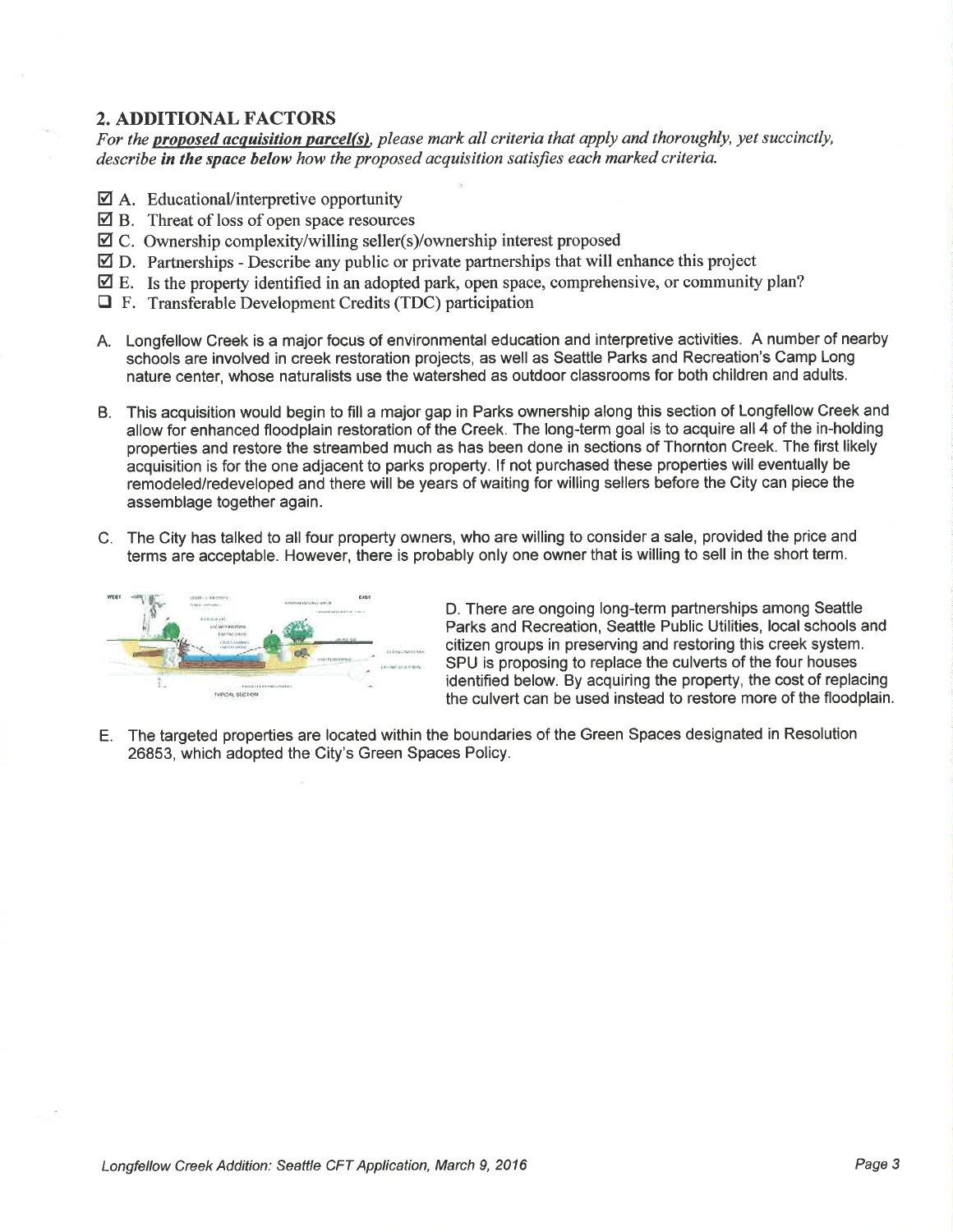## 2. ADDITIONAL FACTORS

*For the* ***proposed acquisition parcel(s)****, please mark all criteria that apply and thoroughly, yet succinctly, describe* ***in the space below*** *how the proposed acquisition satisfies each marked criteria.*

- ☑ A. Educational/interpretive opportunity
- ☑ B. Threat of loss of open space resources
- ☑ C. Ownership complexity/willing seller(s)/ownership interest proposed
- ☑ D. Partnerships - Describe any public or private partnerships that will enhance this project
- ☑ E. Is the property identified in an adopted park, open space, comprehensive, or community plan?
- ☐ F. Transferable Development Credits (TDC) participation

A. Longfellow Creek is a major focus of environmental education and interpretive activities. A number of nearby schools are involved in creek restoration projects, as well as Seattle Parks and Recreation's Camp Long nature center, whose naturalists use the watershed as outdoor classrooms for both children and adults.

B. This acquisition would begin to fill a major gap in Parks ownership along this section of Longfellow Creek and allow for enhanced floodplain restoration of the Creek. The long-term goal is to acquire all 4 of the in-holding properties and restore the streambed much as has been done in sections of Thornton Creek. The first likely acquisition is for the one adjacent to parks property. If not purchased these properties will eventually be remodeled/redeveloped and there will be years of waiting for willing sellers before the City can piece the assemblage together again.

C. The City has talked to all four property owners, who are willing to consider a sale, provided the price and terms are acceptable. However, there is probably only one owner that is willing to sell in the short term.

D. There are ongoing long-term partnerships among Seattle Parks and Recreation, Seattle Public Utilities, local schools and citizen groups in preserving and restoring this creek system. SPU is proposing to replace the culverts of the four houses identified below. By acquiring the property, the cost of replacing the culvert can be used instead to restore more of the floodplain.

E. The targeted properties are located within the boundaries of the Green Spaces designated in Resolution 26853, which adopted the City's Green Spaces Policy.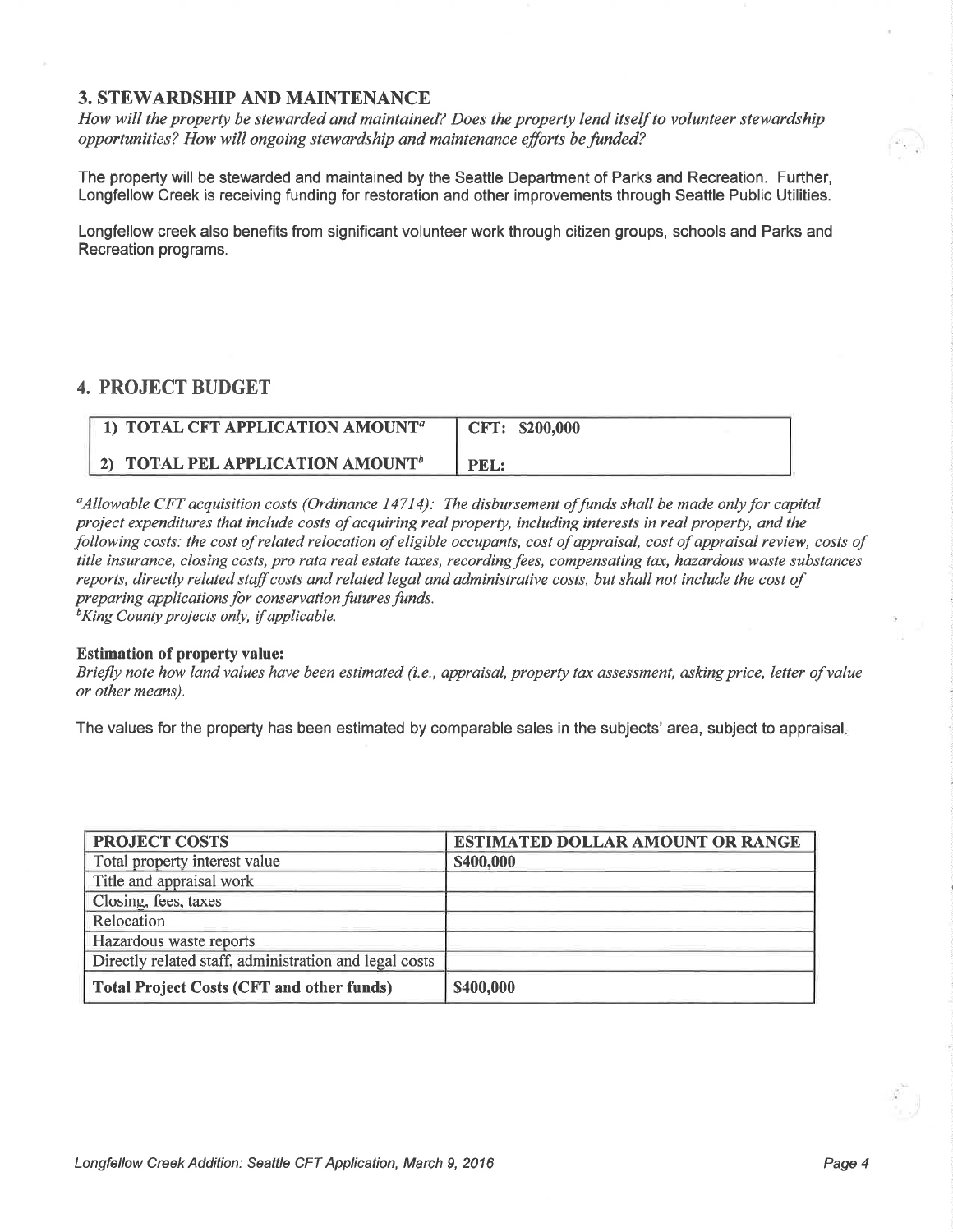## 3. STEWARDSHIP AND MAINTENANCE

*How will the property be stewarded and maintained? Does the property lend itself to volunteer stewardship opportunities? How will ongoing stewardship and maintenance efforts be funded?*

The property will be stewarded and maintained by the Seattle Department of Parks and Recreation. Further, Longfellow Creek is receiving funding for restoration and other improvements through Seattle Public Utilities.

Longfellow creek also benefits from significant volunteer work through citizen groups, schools and Parks and Recreation programs.

## 4. PROJECT BUDGET

| | |
|---|---|
| **1) TOTAL CFT APPLICATION AMOUNT[a]** | **CFT: $200,000** |
| **2) TOTAL PEL APPLICATION AMOUNT[b]** | **PEL:** |

*[a]Allowable CFT acquisition costs (Ordinance 14714): The disbursement of funds shall be made only for capital project expenditures that include costs of acquiring real property, including interests in real property, and the following costs: the cost of related relocation of eligible occupants, cost of appraisal, cost of appraisal review, costs of title insurance, closing costs, pro rata real estate taxes, recording fees, compensating tax, hazardous waste substances reports, directly related staff costs and related legal and administrative costs, but shall not include the cost of preparing applications for conservation futures funds.*
*[b]King County projects only, if applicable.*

**Estimation of property value:**
*Briefly note how land values have been estimated (i.e., appraisal, property tax assessment, asking price, letter of value or other means).*

The values for the property has been estimated by comparable sales in the subjects' area, subject to appraisal.

| PROJECT COSTS | ESTIMATED DOLLAR AMOUNT OR RANGE |
|---|---|
| Total property interest value | **$400,000** |
| Title and appraisal work | |
| Closing, fees, taxes | |
| Relocation | |
| Hazardous waste reports | |
| Directly related staff, administration and legal costs | |
| **Total Project Costs (CFT and other funds)** | **$400,000** |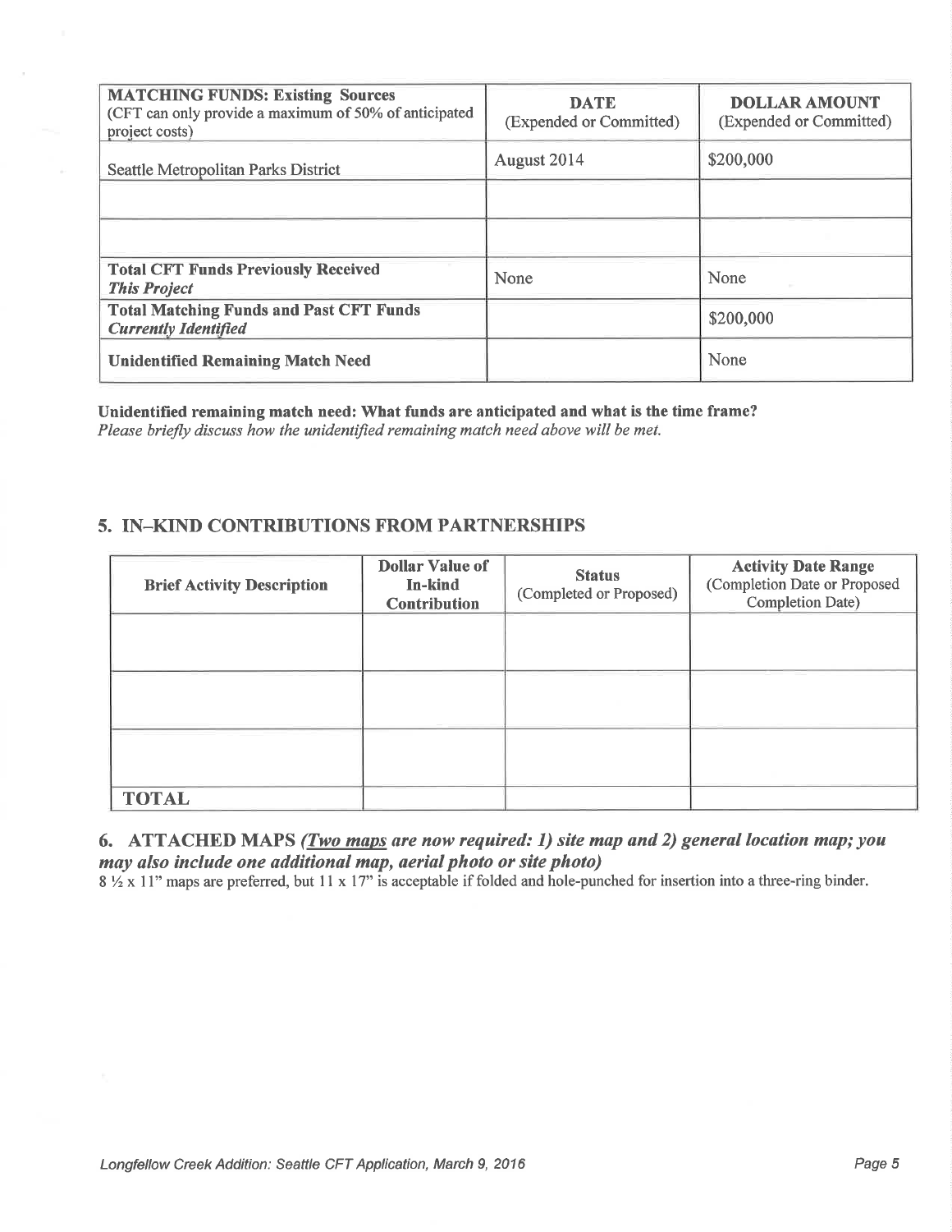| **MATCHING FUNDS: Existing Sources** (CFT can only provide a maximum of 50% of anticipated project costs) | **DATE** (Expended or Committed) | **DOLLAR AMOUNT** (Expended or Committed) |
|---|---|---|
| Seattle Metropolitan Parks District | August 2014 | $200,000 |
| | | |
| | | |
| **Total CFT Funds Previously Received** ***This Project*** | None | None |
| **Total Matching Funds and Past CFT Funds** ***Currently Identified*** | | $200,000 |
| **Unidentified Remaining Match Need** | | None |

**Unidentified remaining match need: What funds are anticipated and what is the time frame?**
*Please briefly discuss how the unidentified remaining match need above will be met.*

## 5. IN–KIND CONTRIBUTIONS FROM PARTNERSHIPS

| **Brief Activity Description** | **Dollar Value of In-kind Contribution** | **Status** (Completed or Proposed) | **Activity Date Range** (Completion Date or Proposed Completion Date) |
|---|---|---|---|
| | | | |
| | | | |
| | | | |
| **TOTAL** | | | |

## 6. ATTACHED MAPS *(Two maps are now required: 1) site map and 2) general location map; you may also include one additional map, aerial photo or site photo)*

8 ½ x 11" maps are preferred, but 11 x 17" is acceptable if folded and hole-punched for insertion into a three-ring binder.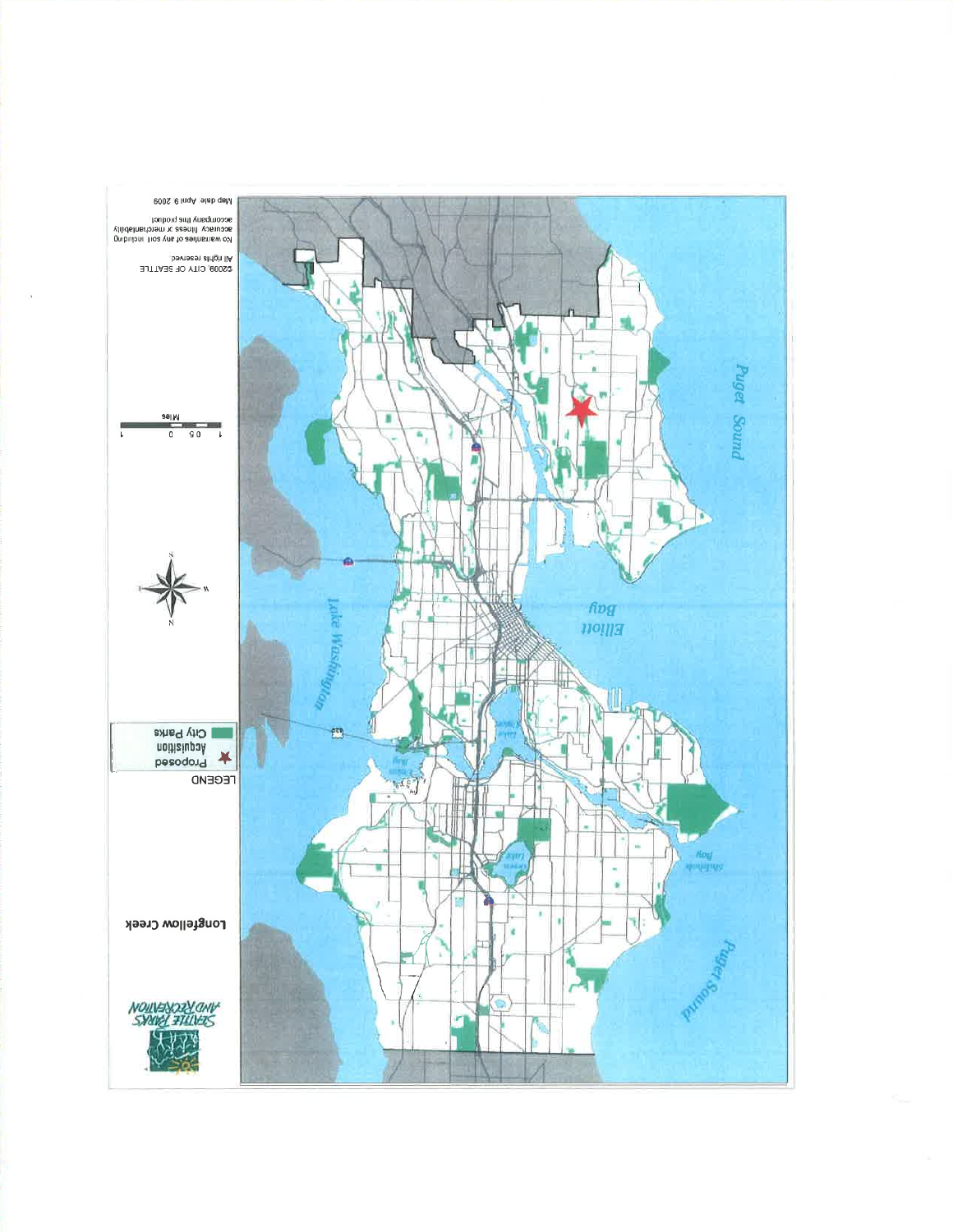**Longfellow Creek**

LEGEND

★ Proposed Acquisition

City Parks

Puget Sound

Elliott Bay

Lake Washington

Shilshole Bay

Puget Sound

Miles

1 0.5 0 1

©2009, CITY OF SEATTLE

All rights reserved.

No warranties of any sort, including accuracy, fitness or merchantability accompany this product.

Map date: April 9, 2009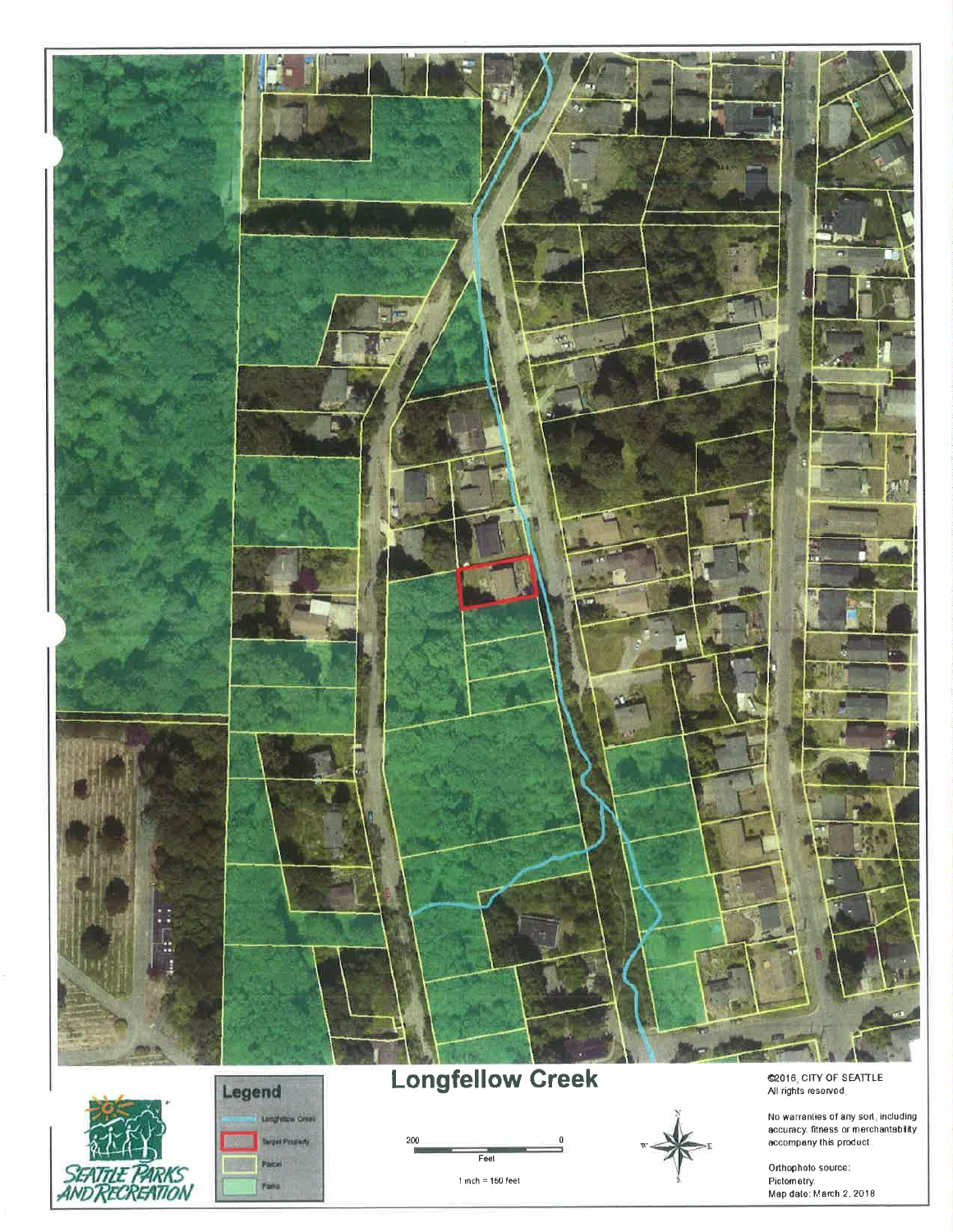# Longfellow Creek

Legend

Longfellow Creek

Target Property

Parcel

Parks

200 0

Feet

1 inch = 150 feet

N

S

W

E

SEATTLE PARKS AND RECREATION

©2018, CITY OF SEATTLE
All rights reserved.

No warranties of any sort, including accuracy, fitness or merchantability accompany this product.

Orthophoto source:
Pictometry.
Map date: March 2, 2018